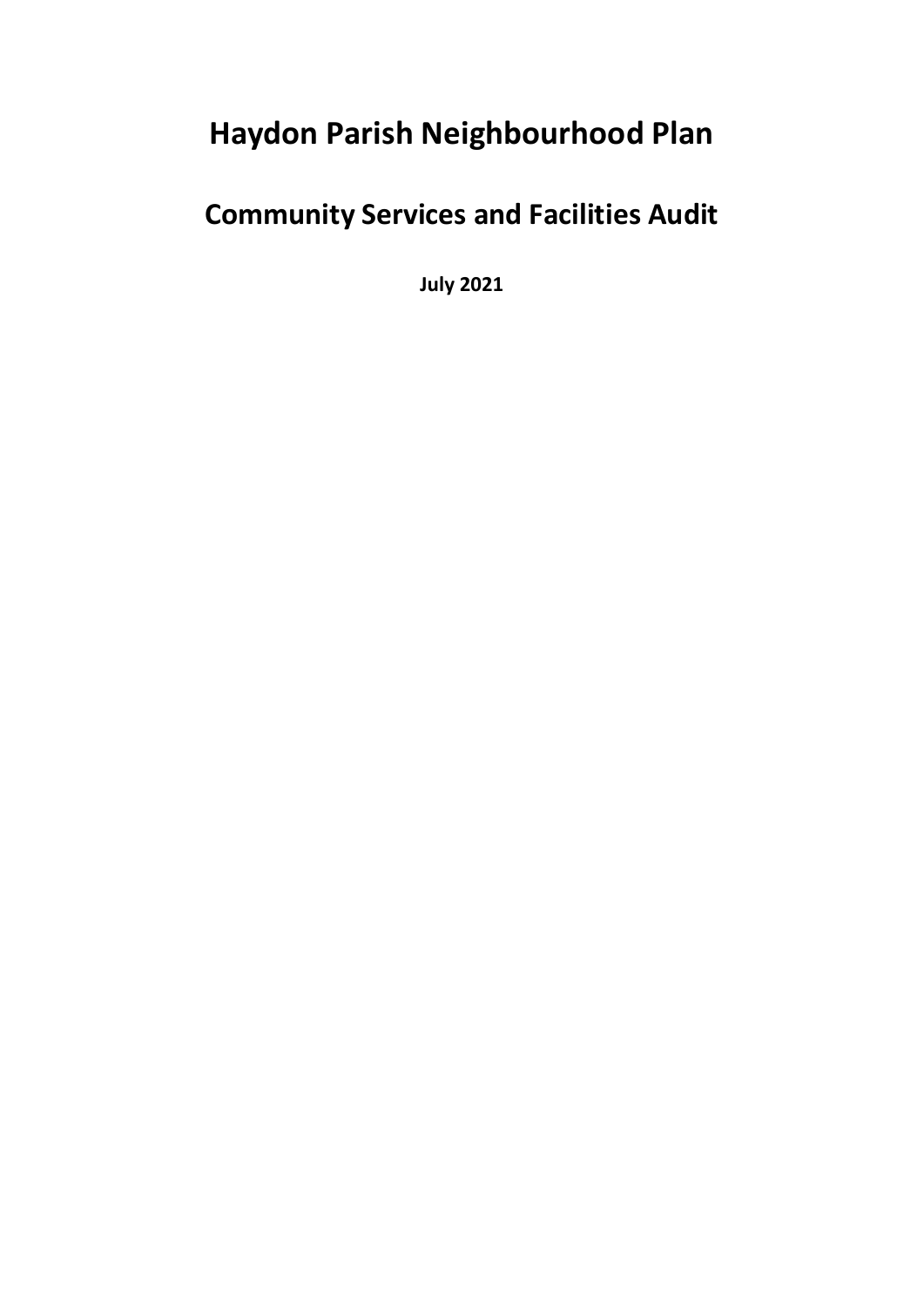# Haydon Parish Neighbourhood Plan

## Community Services and Facilities Audit

**July 2021**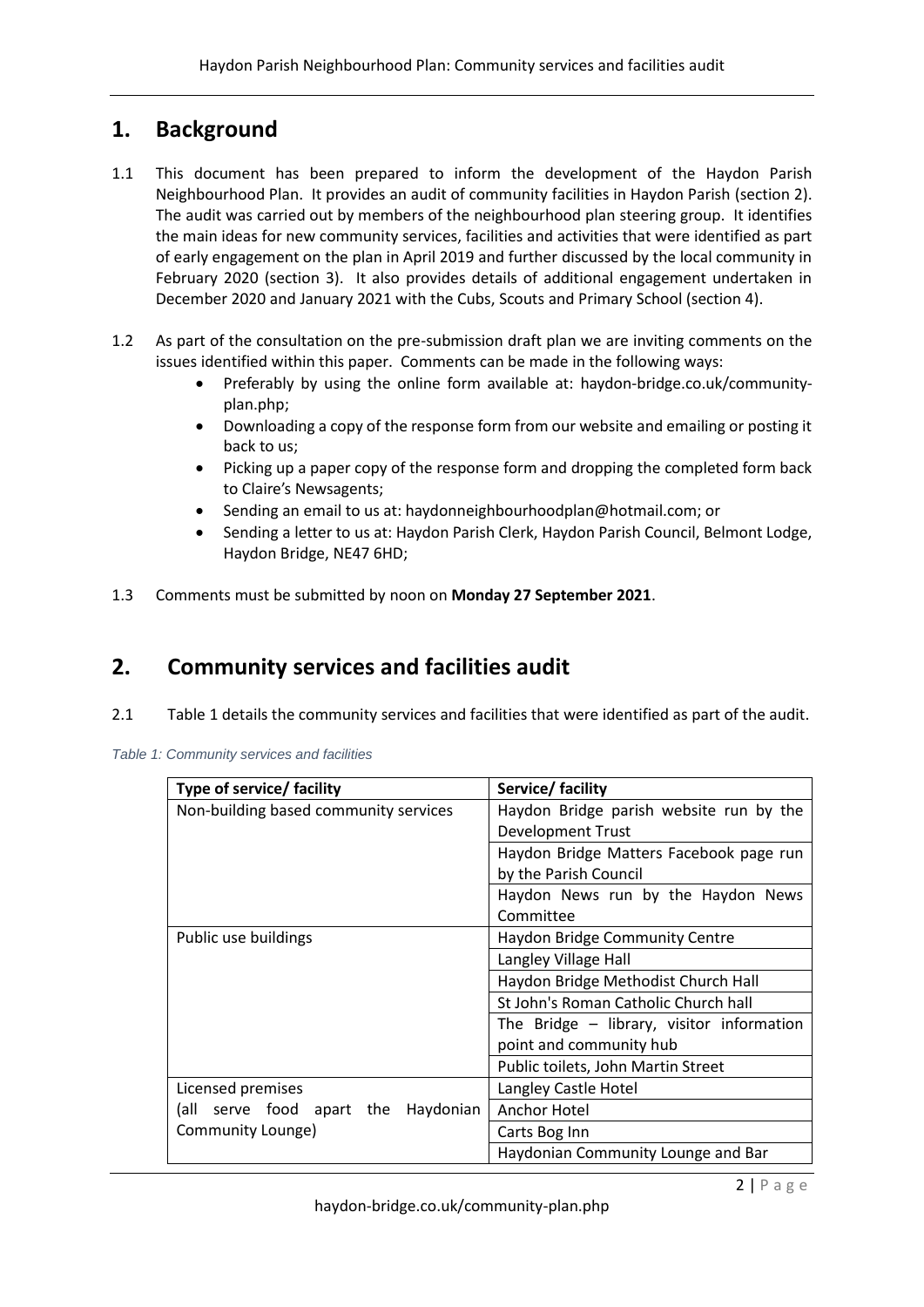## 1. Background

1.1 This document has been prepared to inform the development of the Haydon Parish Neighbourhood Plan. It provides an audit of community facilities in Haydon Parish (section 2). The audit was carried out by members of the neighbourhood plan steering group. It identifies the main ideas for new community services, facilities and activities that were identified as part of early engagement on the plan in April 2019 and further discussed by the local community in February 2020 (section 3). It also provides details of additional engagement undertaken in December 2020 and January 2021 with the Cubs, Scouts and Primary School (section 4).

1.2 As part of the consultation on the pre-submission draft plan we are inviting comments on the issues identified within this paper. Comments can be made in the following ways:

- Preferably by using the online form available at: haydon-bridge.co.uk/community-plan.php;
- Downloading a copy of the response form from our website and emailing or posting it back to us;
- Picking up a paper copy of the response form and dropping the completed form back to Claire's Newsagents;
- Sending an email to us at: haydonneighbourhoodplan@hotmail.com; or
- Sending a letter to us at: Haydon Parish Clerk, Haydon Parish Council, Belmont Lodge, Haydon Bridge, NE47 6HD;

1.3 Comments must be submitted by noon on **Monday 27 September 2021**.

## 2. Community services and facilities audit

2.1 Table 1 details the community services and facilities that were identified as part of the audit.

*Table 1: Community services and facilities*

| Type of service/ facility | Service/ facility |
|---|---|
| Non-building based community services | Haydon Bridge parish website run by the Development Trust |
| | Haydon Bridge Matters Facebook page run by the Parish Council |
| | Haydon News run by the Haydon News Committee |
| Public use buildings | Haydon Bridge Community Centre |
| | Langley Village Hall |
| | Haydon Bridge Methodist Church Hall |
| | St John's Roman Catholic Church hall |
| | The Bridge – library, visitor information point and community hub |
| | Public toilets, John Martin Street |
| Licensed premises (all serve food apart the Haydonian Community Lounge) | Langley Castle Hotel |
| | Anchor Hotel |
| | Carts Bog Inn |
| | Haydonian Community Lounge and Bar |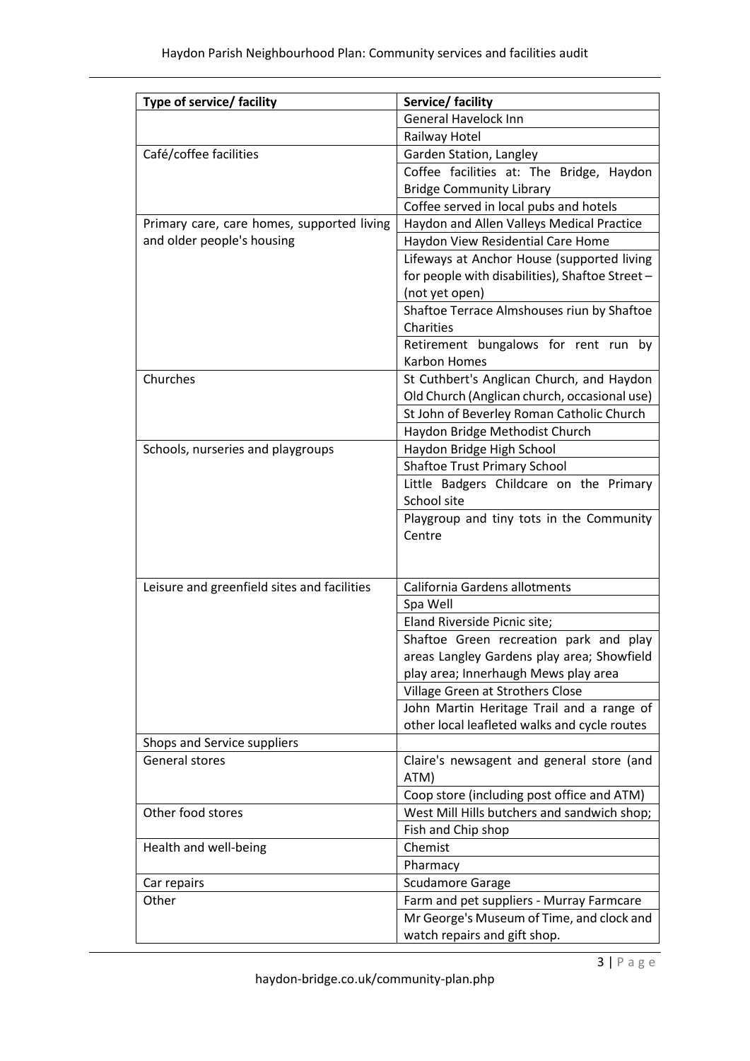| Type of service/ facility | Service/ facility |
|---|---|
| | General Havelock Inn |
| | Railway Hotel |
| Café/coffee facilities | Garden Station, Langley |
| | Coffee facilities at: The Bridge, Haydon Bridge Community Library |
| | Coffee served in local pubs and hotels |
| Primary care, care homes, supported living and older people's housing | Haydon and Allen Valleys Medical Practice |
| | Haydon View Residential Care Home |
| | Lifeways at Anchor House (supported living for people with disabilities), Shaftoe Street – (not yet open) |
| | Shaftoe Terrace Almshouses riun by Shaftoe Charities |
| | Retirement bungalows for rent run by Karbon Homes |
| Churches | St Cuthbert's Anglican Church, and Haydon Old Church (Anglican church, occasional use) |
| | St John of Beverley Roman Catholic Church |
| | Haydon Bridge Methodist Church |
| Schools, nurseries and playgroups | Haydon Bridge High School |
| | Shaftoe Trust Primary School |
| | Little Badgers Childcare on the Primary School site |
| | Playgroup and tiny tots in the Community Centre |
| Leisure and greenfield sites and facilities | California Gardens allotments |
| | Spa Well |
| | Eland Riverside Picnic site; |
| | Shaftoe Green recreation park and play areas Langley Gardens play area; Showfield play area; Innerhaugh Mews play area |
| | Village Green at Strothers Close |
| | John Martin Heritage Trail and a range of other local leafleted walks and cycle routes |
| Shops and Service suppliers | |
| General stores | Claire's newsagent and general store (and ATM) |
| | Coop store (including post office and ATM) |
| Other food stores | West Mill Hills butchers and sandwich shop; |
| | Fish and Chip shop |
| Health and well-being | Chemist |
| | Pharmacy |
| Car repairs | Scudamore Garage |
| Other | Farm and pet suppliers - Murray Farmcare |
| | Mr George's Museum of Time, and clock and watch repairs and gift shop. |

haydon-bridge.co.uk/community-plan.php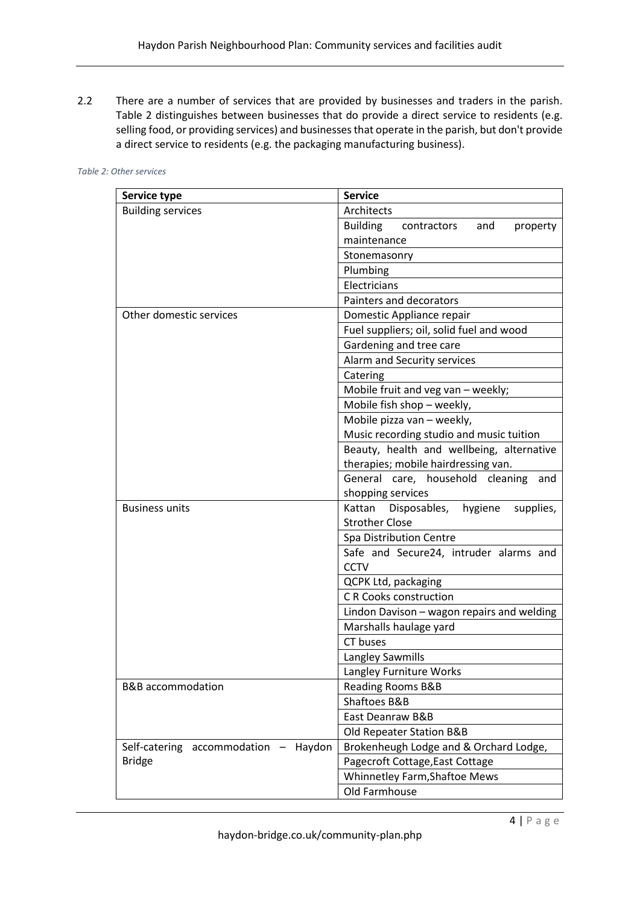2.2 There are a number of services that are provided by businesses and traders in the parish. Table 2 distinguishes between businesses that do provide a direct service to residents (e.g. selling food, or providing services) and businesses that operate in the parish, but don't provide a direct service to residents (e.g. the packaging manufacturing business).

*Table 2: Other services*

| Service type | Service |
|---|---|
| Building services | Architects |
| | Building contractors and property maintenance |
| | Stonemasonry |
| | Plumbing |
| | Electricians |
| | Painters and decorators |
| Other domestic services | Domestic Appliance repair |
| | Fuel suppliers; oil, solid fuel and wood |
| | Gardening and tree care |
| | Alarm and Security services |
| | Catering |
| | Mobile fruit and veg van – weekly; |
| | Mobile fish shop – weekly, |
| | Mobile pizza van – weekly,<br>Music recording studio and music tuition |
| | Beauty, health and wellbeing, alternative therapies; mobile hairdressing van. |
| | General care, household cleaning and shopping services |
| Business units | Kattan Disposables, hygiene supplies, Strother Close |
| | Spa Distribution Centre |
| | Safe and Secure24, intruder alarms and CCTV |
| | QCPK Ltd, packaging |
| | C R Cooks construction |
| | Lindon Davison – wagon repairs and welding |
| | Marshalls haulage yard |
| | CT buses |
| | Langley Sawmills |
| | Langley Furniture Works |
| B&B accommodation | Reading Rooms B&B |
| | Shaftoes B&B |
| | East Deanraw B&B |
| | Old Repeater Station B&B |
| Self-catering accommodation – Haydon Bridge | Brokenheugh Lodge and & Orchard Lodge, |
| | Pagecroft Cottage,East Cottage |
| | Whinnetley Farm,Shaftoe Mews |
| | Old Farmhouse |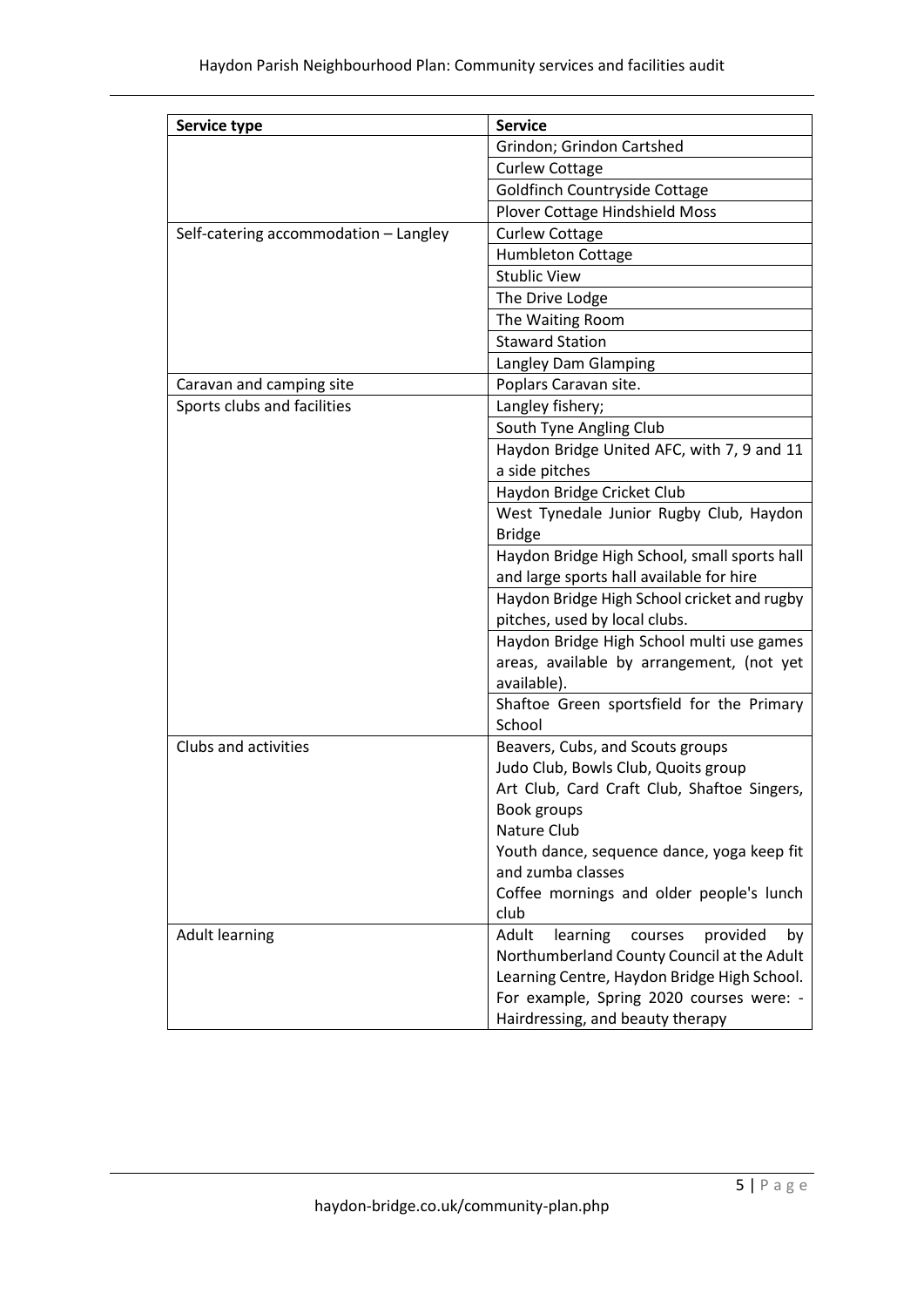| Service type | Service |
|---|---|
| | Grindon; Grindon Cartshed |
| | Curlew Cottage |
| | Goldfinch Countryside Cottage |
| | Plover Cottage Hindshield Moss |
| Self-catering accommodation – Langley | Curlew Cottage |
| | Humbleton Cottage |
| | Stublic View |
| | The Drive Lodge |
| | The Waiting Room |
| | Staward Station |
| | Langley Dam Glamping |
| Caravan and camping site | Poplars Caravan site. |
| Sports clubs and facilities | Langley fishery; |
| | South Tyne Angling Club |
| | Haydon Bridge United AFC, with 7, 9 and 11 a side pitches |
| | Haydon Bridge Cricket Club |
| | West Tynedale Junior Rugby Club, Haydon Bridge |
| | Haydon Bridge High School, small sports hall and large sports hall available for hire |
| | Haydon Bridge High School cricket and rugby pitches, used by local clubs. |
| | Haydon Bridge High School multi use games areas, available by arrangement, (not yet available). |
| | Shaftoe Green sportsfield for the Primary School |
| Clubs and activities | Beavers, Cubs, and Scouts groups<br>Judo Club, Bowls Club, Quoits group<br>Art Club, Card Craft Club, Shaftoe Singers, Book groups<br>Nature Club<br>Youth dance, sequence dance, yoga keep fit and zumba classes<br>Coffee mornings and older people's lunch club |
| Adult learning | Adult learning courses provided by Northumberland County Council at the Adult Learning Centre, Haydon Bridge High School. For example, Spring 2020 courses were: - Hairdressing, and beauty therapy |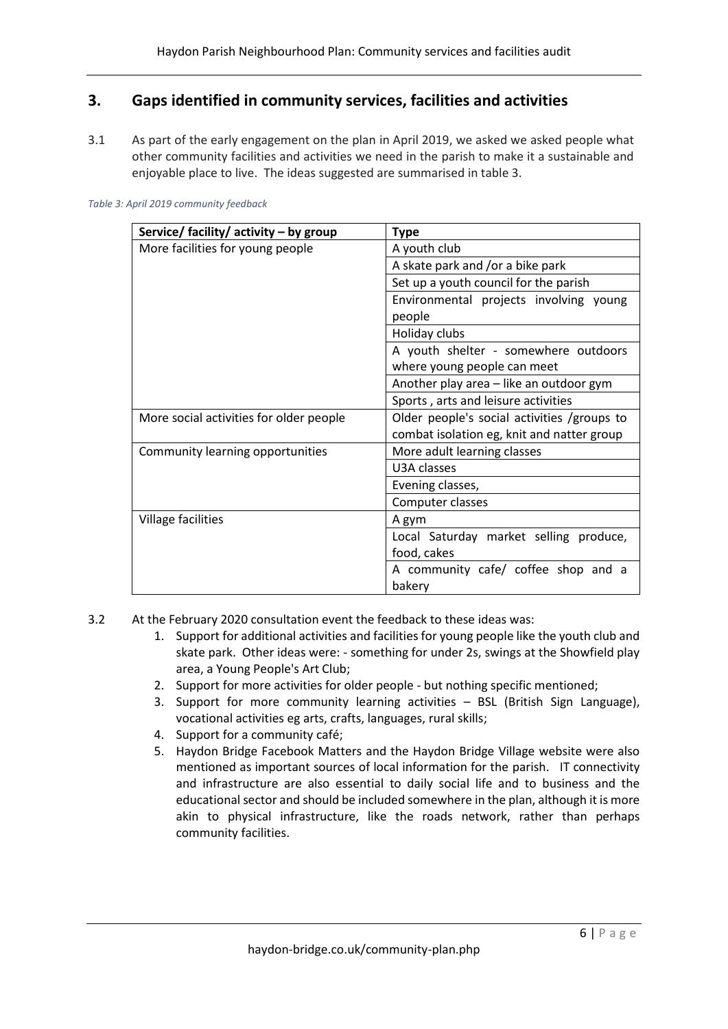## 3. Gaps identified in community services, facilities and activities

3.1 As part of the early engagement on the plan in April 2019, we asked we asked people what other community facilities and activities we need in the parish to make it a sustainable and enjoyable place to live. The ideas suggested are summarised in table 3.

*Table 3: April 2019 community feedback*

| Service/ facility/ activity – by group | Type |
|---|---|
| More facilities for young people | A youth club |
| | A skate park and /or a bike park |
| | Set up a youth council for the parish |
| | Environmental projects involving young people |
| | Holiday clubs |
| | A youth shelter - somewhere outdoors where young people can meet |
| | Another play area – like an outdoor gym |
| | Sports , arts and leisure activities |
| More social activities for older people | Older people's social activities /groups to combat isolation eg, knit and natter group |
| Community learning opportunities | More adult learning classes |
| | U3A classes |
| | Evening classes, |
| | Computer classes |
| Village facilities | A gym |
| | Local Saturday market selling produce, food, cakes |
| | A community cafe/ coffee shop and a bakery |

3.2 At the February 2020 consultation event the feedback to these ideas was:

1. Support for additional activities and facilities for young people like the youth club and skate park. Other ideas were: - something for under 2s, swings at the Showfield play area, a Young People's Art Club;
2. Support for more activities for older people - but nothing specific mentioned;
3. Support for more community learning activities – BSL (British Sign Language), vocational activities eg arts, crafts, languages, rural skills;
4. Support for a community café;
5. Haydon Bridge Facebook Matters and the Haydon Bridge Village website were also mentioned as important sources of local information for the parish. IT connectivity and infrastructure are also essential to daily social life and to business and the educational sector and should be included somewhere in the plan, although it is more akin to physical infrastructure, like the roads network, rather than perhaps community facilities.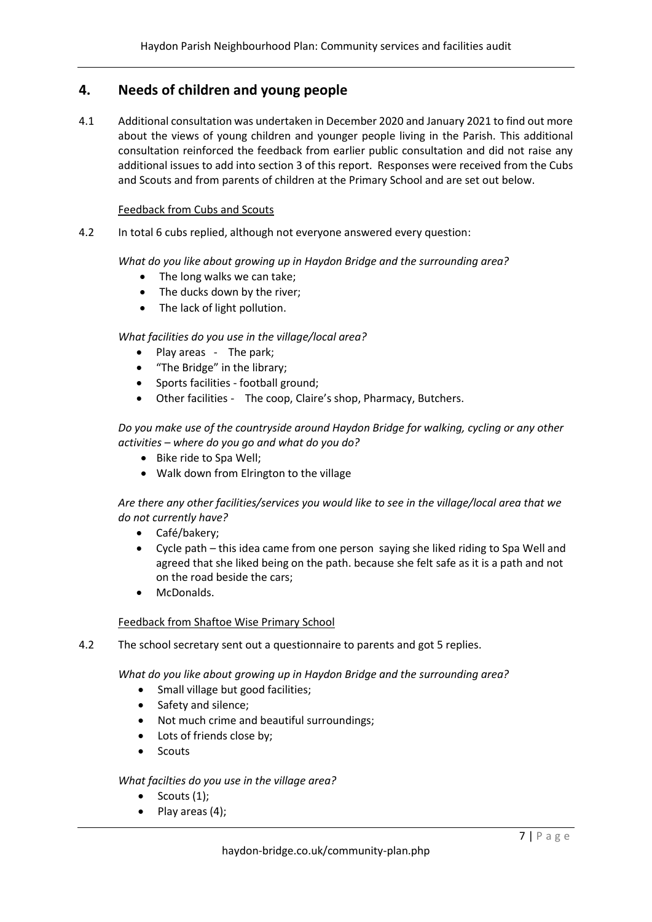## 4. Needs of children and young people

4.1 Additional consultation was undertaken in December 2020 and January 2021 to find out more about the views of young children and younger people living in the Parish. This additional consultation reinforced the feedback from earlier public consultation and did not raise any additional issues to add into section 3 of this report. Responses were received from the Cubs and Scouts and from parents of children at the Primary School and are set out below.

Feedback from Cubs and Scouts

4.2 In total 6 cubs replied, although not everyone answered every question:

*What do you like about growing up in Haydon Bridge and the surrounding area?*

- The long walks we can take;
- The ducks down by the river;
- The lack of light pollution.

*What facilities do you use in the village/local area?*

- Play areas - The park;
- "The Bridge" in the library;
- Sports facilities - football ground;
- Other facilities - The coop, Claire's shop, Pharmacy, Butchers.

*Do you make use of the countryside around Haydon Bridge for walking, cycling or any other activities – where do you go and what do you do?*

- Bike ride to Spa Well;
- Walk down from Elrington to the village

*Are there any other facilities/services you would like to see in the village/local area that we do not currently have?*

- Café/bakery;
- Cycle path – this idea came from one person saying she liked riding to Spa Well and agreed that she liked being on the path. because she felt safe as it is a path and not on the road beside the cars;
- McDonalds.

Feedback from Shaftoe Wise Primary School

4.2 The school secretary sent out a questionnaire to parents and got 5 replies.

*What do you like about growing up in Haydon Bridge and the surrounding area?*

- Small village but good facilities;
- Safety and silence;
- Not much crime and beautiful surroundings;
- Lots of friends close by;
- Scouts

*What facilties do you use in the village area?*

- Scouts (1);
- Play areas (4);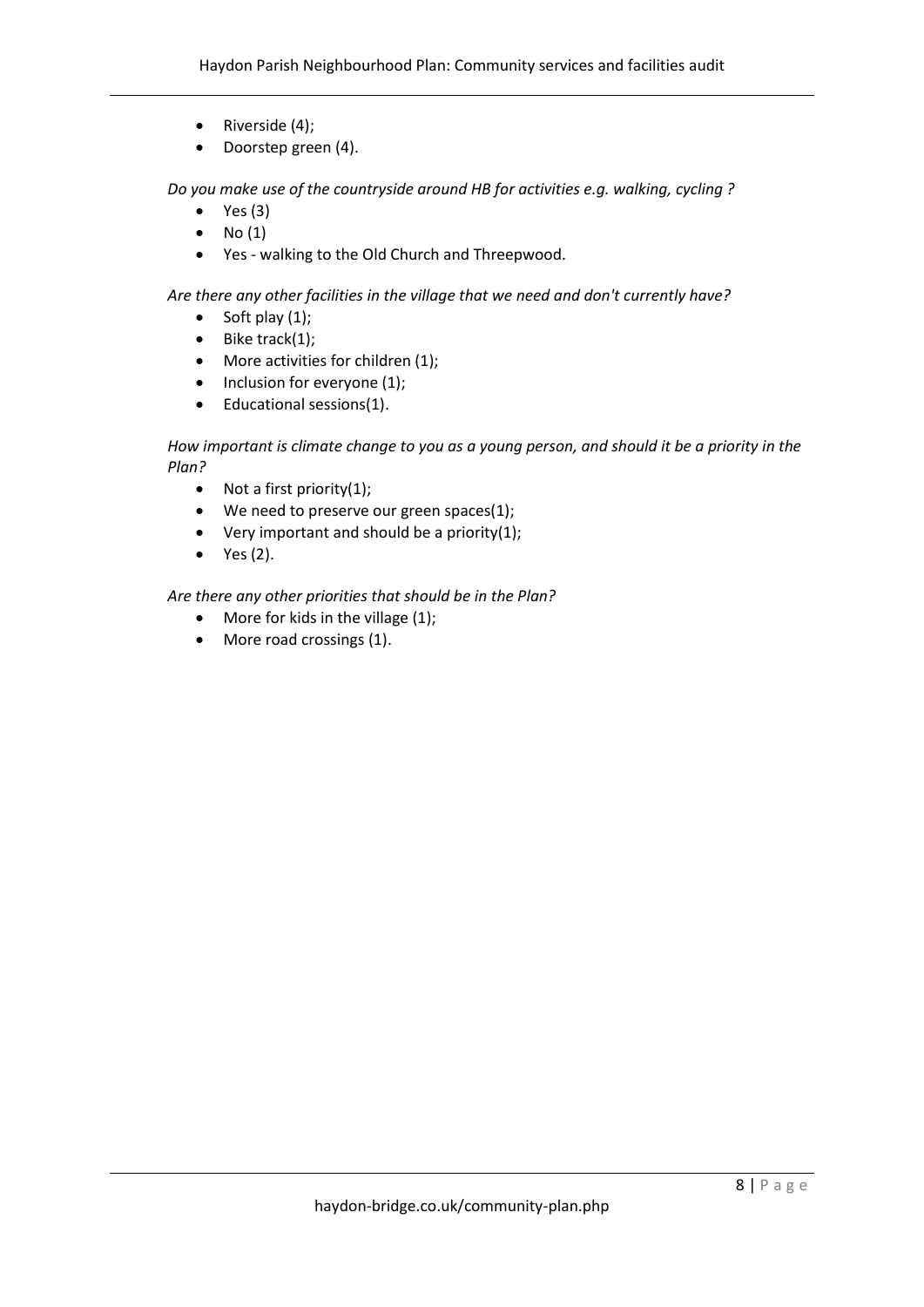- Riverside (4);
- Doorstep green (4).

*Do you make use of the countryside around HB for activities e.g. walking, cycling ?*

- Yes (3)
- No (1)
- Yes - walking to the Old Church and Threepwood.

*Are there any other facilities in the village that we need and don't currently have?*

- Soft play (1);
- Bike track(1);
- More activities for children (1);
- Inclusion for everyone (1);
- Educational sessions(1).

*How important is climate change to you as a young person, and should it be a priority in the Plan?*

- Not a first priority(1);
- We need to preserve our green spaces(1);
- Very important and should be a priority(1);
- Yes (2).

*Are there any other priorities that should be in the Plan?*

- More for kids in the village (1);
- More road crossings (1).